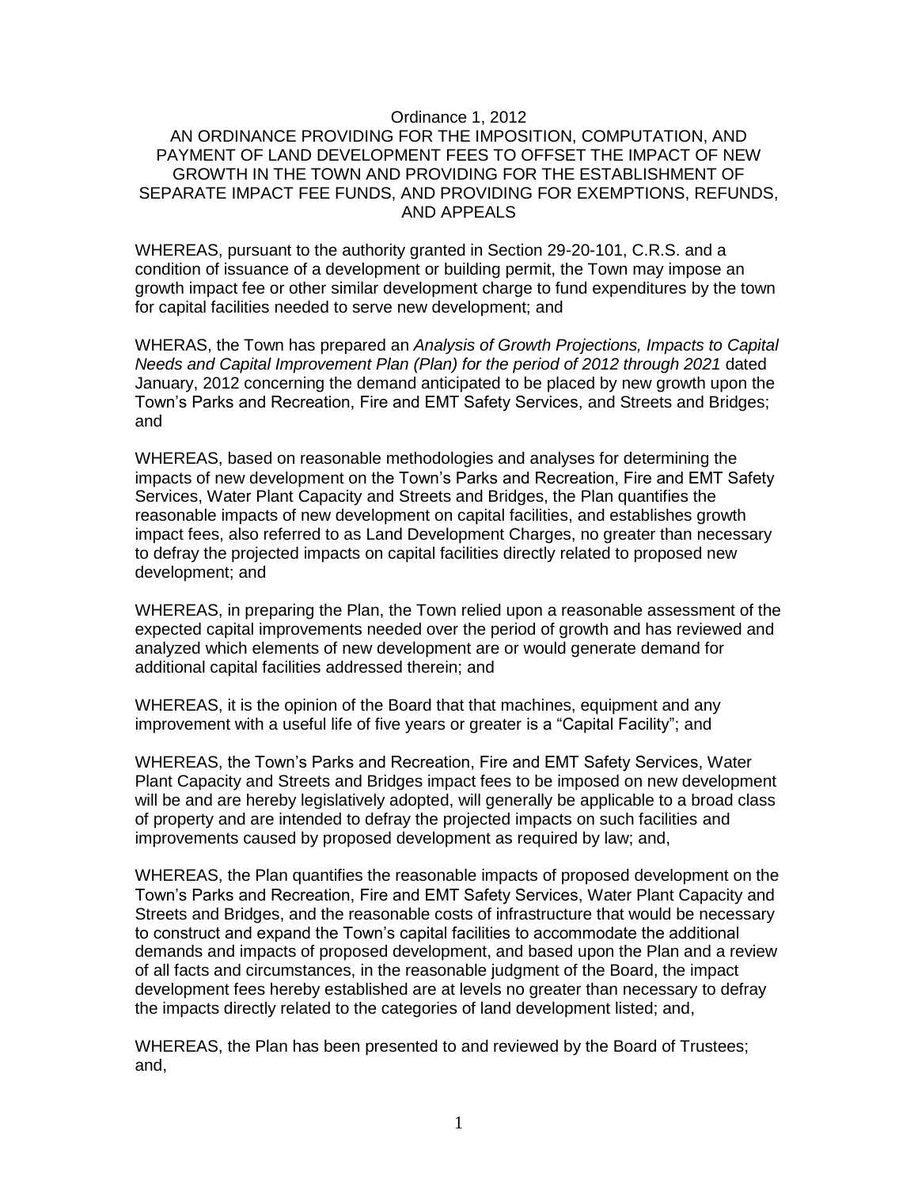Ordinance 1, 2012

AN ORDINANCE PROVIDING FOR THE IMPOSITION, COMPUTATION, AND PAYMENT OF LAND DEVELOPMENT FEES TO OFFSET THE IMPACT OF NEW GROWTH IN THE TOWN AND PROVIDING FOR THE ESTABLISHMENT OF SEPARATE IMPACT FEE FUNDS, AND PROVIDING FOR EXEMPTIONS, REFUNDS, AND APPEALS

WHEREAS, pursuant to the authority granted in Section 29-20-101, C.R.S. and a condition of issuance of a development or building permit, the Town may impose an growth impact fee or other similar development charge to fund expenditures by the town for capital facilities needed to serve new development; and

WHERAS, the Town has prepared an *Analysis of Growth Projections, Impacts to Capital Needs and Capital Improvement Plan (Plan) for the period of 2012 through 2021* dated January, 2012 concerning the demand anticipated to be placed by new growth upon the Town's Parks and Recreation, Fire and EMT Safety Services, and Streets and Bridges; and

WHEREAS, based on reasonable methodologies and analyses for determining the impacts of new development on the Town's Parks and Recreation, Fire and EMT Safety Services, Water Plant Capacity and Streets and Bridges, the Plan quantifies the reasonable impacts of new development on capital facilities, and establishes growth impact fees, also referred to as Land Development Charges, no greater than necessary to defray the projected impacts on capital facilities directly related to proposed new development; and

WHEREAS, in preparing the Plan, the Town relied upon a reasonable assessment of the expected capital improvements needed over the period of growth and has reviewed and analyzed which elements of new development are or would generate demand for additional capital facilities addressed therein; and

WHEREAS, it is the opinion of the Board that that machines, equipment and any improvement with a useful life of five years or greater is a "Capital Facility"; and

WHEREAS, the Town's Parks and Recreation, Fire and EMT Safety Services, Water Plant Capacity and Streets and Bridges impact fees to be imposed on new development will be and are hereby legislatively adopted, will generally be applicable to a broad class of property and are intended to defray the projected impacts on such facilities and improvements caused by proposed development as required by law; and,

WHEREAS, the Plan quantifies the reasonable impacts of proposed development on the Town's Parks and Recreation, Fire and EMT Safety Services, Water Plant Capacity and Streets and Bridges, and the reasonable costs of infrastructure that would be necessary to construct and expand the Town's capital facilities to accommodate the additional demands and impacts of proposed development, and based upon the Plan and a review of all facts and circumstances, in the reasonable judgment of the Board, the impact development fees hereby established are at levels no greater than necessary to defray the impacts directly related to the categories of land development listed; and,

WHEREAS, the Plan has been presented to and reviewed by the Board of Trustees; and,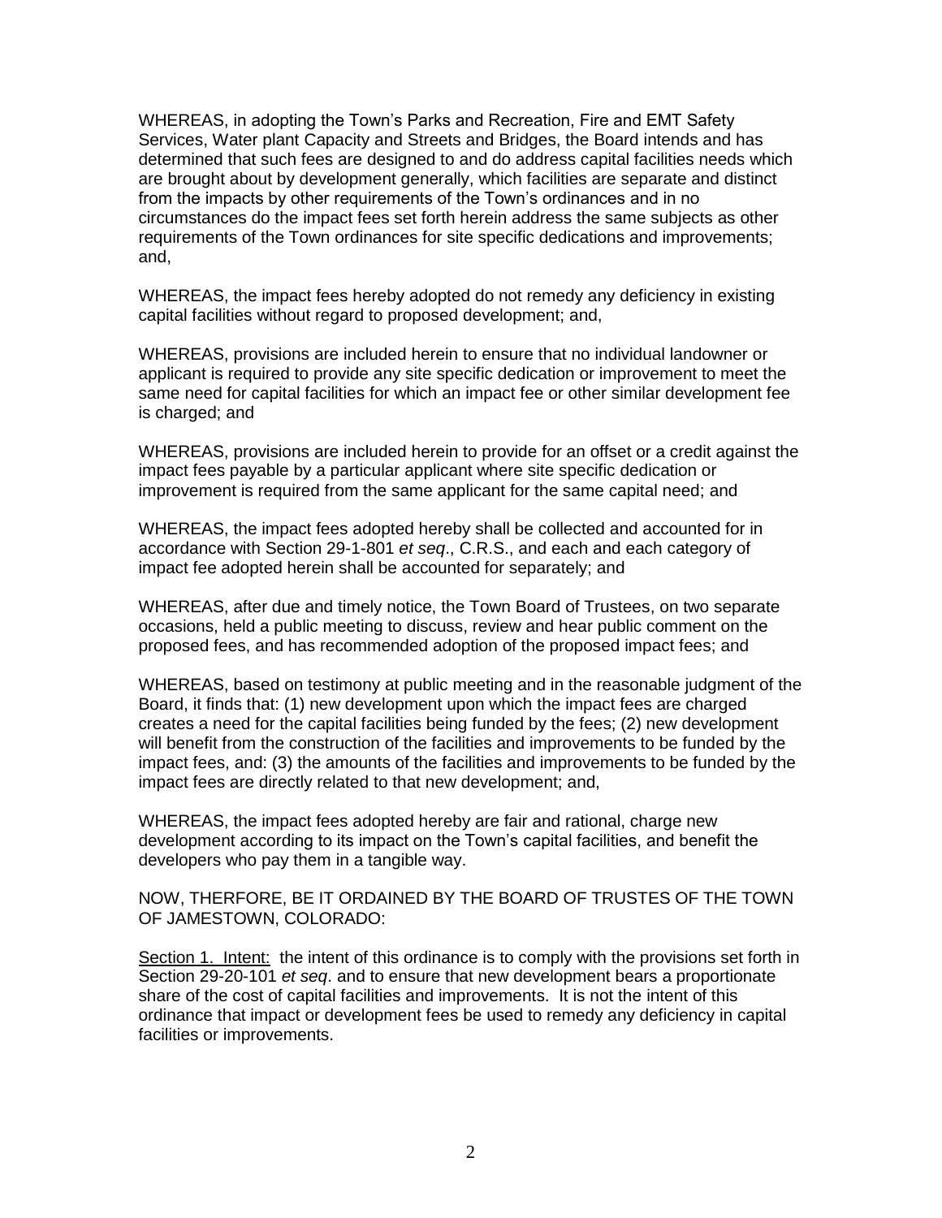WHEREAS, in adopting the Town's Parks and Recreation, Fire and EMT Safety Services, Water plant Capacity and Streets and Bridges, the Board intends and has determined that such fees are designed to and do address capital facilities needs which are brought about by development generally, which facilities are separate and distinct from the impacts by other requirements of the Town's ordinances and in no circumstances do the impact fees set forth herein address the same subjects as other requirements of the Town ordinances for site specific dedications and improvements; and,

WHEREAS, the impact fees hereby adopted do not remedy any deficiency in existing capital facilities without regard to proposed development; and,

WHEREAS, provisions are included herein to ensure that no individual landowner or applicant is required to provide any site specific dedication or improvement to meet the same need for capital facilities for which an impact fee or other similar development fee is charged; and

WHEREAS, provisions are included herein to provide for an offset or a credit against the impact fees payable by a particular applicant where site specific dedication or improvement is required from the same applicant for the same capital need; and

WHEREAS, the impact fees adopted hereby shall be collected and accounted for in accordance with Section 29-1-801 *et seq*., C.R.S., and each and each category of impact fee adopted herein shall be accounted for separately; and

WHEREAS, after due and timely notice, the Town Board of Trustees, on two separate occasions, held a public meeting to discuss, review and hear public comment on the proposed fees, and has recommended adoption of the proposed impact fees; and

WHEREAS, based on testimony at public meeting and in the reasonable judgment of the Board, it finds that: (1) new development upon which the impact fees are charged creates a need for the capital facilities being funded by the fees; (2) new development will benefit from the construction of the facilities and improvements to be funded by the impact fees, and: (3) the amounts of the facilities and improvements to be funded by the impact fees are directly related to that new development; and,

WHEREAS, the impact fees adopted hereby are fair and rational, charge new development according to its impact on the Town's capital facilities, and benefit the developers who pay them in a tangible way.

NOW, THERFORE, BE IT ORDAINED BY THE BOARD OF TRUSTES OF THE TOWN OF JAMESTOWN, COLORADO:

Section 1. Intent: the intent of this ordinance is to comply with the provisions set forth in Section 29-20-101 *et seq*. and to ensure that new development bears a proportionate share of the cost of capital facilities and improvements. It is not the intent of this ordinance that impact or development fees be used to remedy any deficiency in capital facilities or improvements.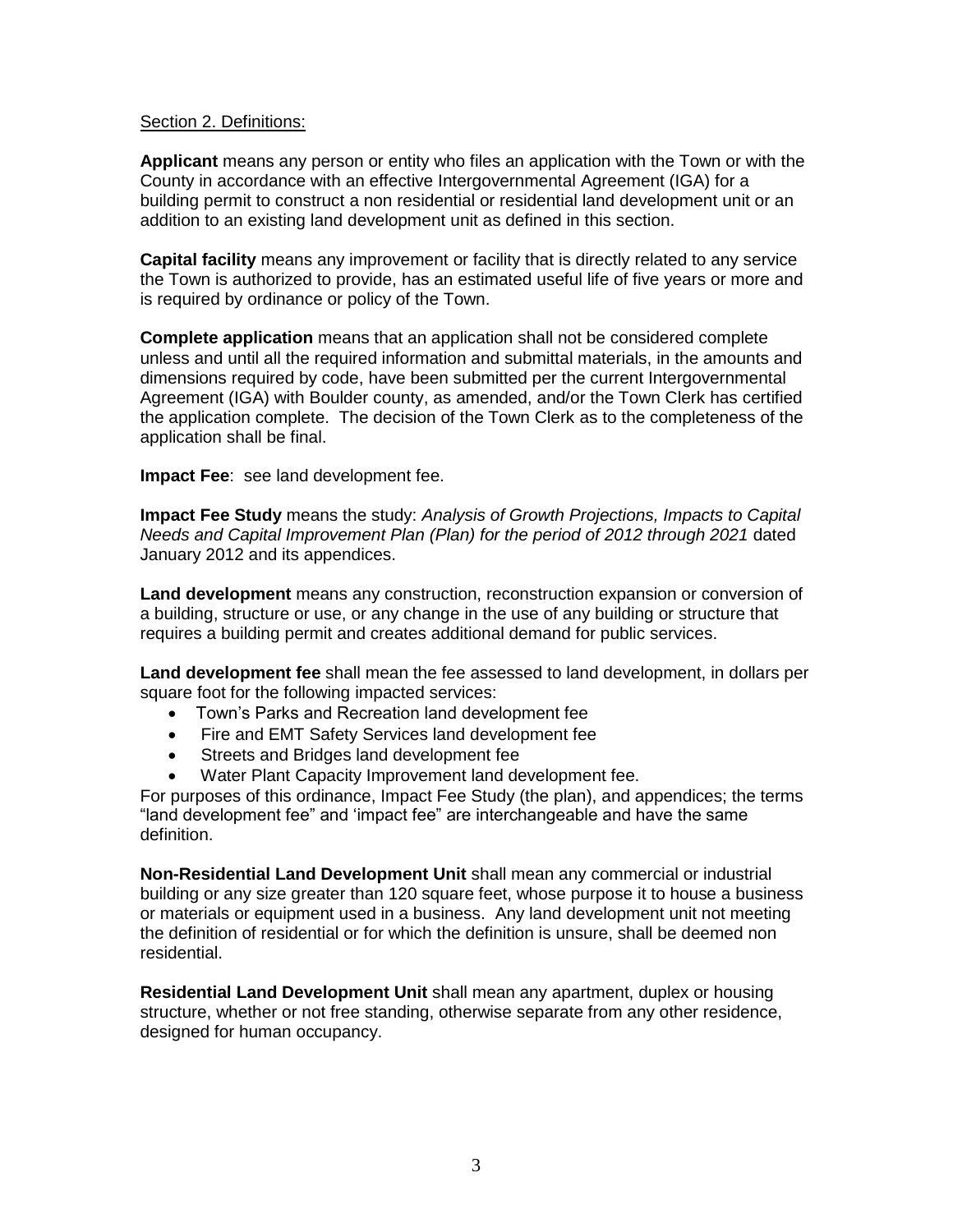Section 2. Definitions:

**Applicant** means any person or entity who files an application with the Town or with the County in accordance with an effective Intergovernmental Agreement (IGA) for a building permit to construct a non residential or residential land development unit or an addition to an existing land development unit as defined in this section.

**Capital facility** means any improvement or facility that is directly related to any service the Town is authorized to provide, has an estimated useful life of five years or more and is required by ordinance or policy of the Town.

**Complete application** means that an application shall not be considered complete unless and until all the required information and submittal materials, in the amounts and dimensions required by code, have been submitted per the current Intergovernmental Agreement (IGA) with Boulder county, as amended, and/or the Town Clerk has certified the application complete. The decision of the Town Clerk as to the completeness of the application shall be final.

**Impact Fee**: see land development fee.

**Impact Fee Study** means the study: *Analysis of Growth Projections, Impacts to Capital Needs and Capital Improvement Plan (Plan) for the period of 2012 through 2021* dated January 2012 and its appendices.

**Land development** means any construction, reconstruction expansion or conversion of a building, structure or use, or any change in the use of any building or structure that requires a building permit and creates additional demand for public services.

**Land development fee** shall mean the fee assessed to land development, in dollars per square foot for the following impacted services:

- Town's Parks and Recreation land development fee
- Fire and EMT Safety Services land development fee
- Streets and Bridges land development fee
- Water Plant Capacity Improvement land development fee.

For purposes of this ordinance, Impact Fee Study (the plan), and appendices; the terms "land development fee" and 'impact fee" are interchangeable and have the same definition.

**Non-Residential Land Development Unit** shall mean any commercial or industrial building or any size greater than 120 square feet, whose purpose it to house a business or materials or equipment used in a business. Any land development unit not meeting the definition of residential or for which the definition is unsure, shall be deemed non residential.

**Residential Land Development Unit** shall mean any apartment, duplex or housing structure, whether or not free standing, otherwise separate from any other residence, designed for human occupancy.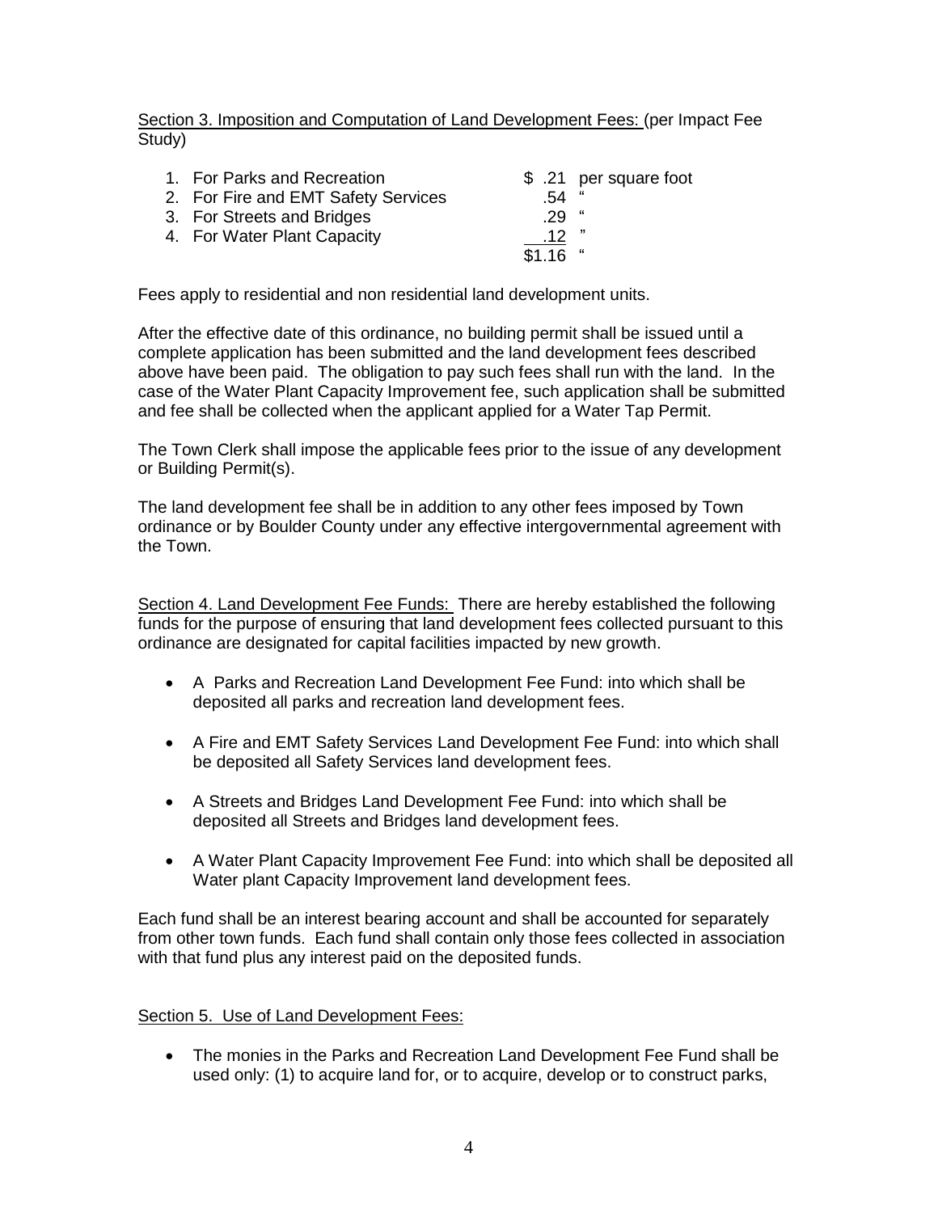Section 3. Imposition and Computation of Land Development Fees: (per Impact Fee Study)

| | | |
|---|---|---|
| 1. For Parks and Recreation | $ .21 | per square foot |
| 2. For Fire and EMT Safety Services | .54 | " |
| 3. For Streets and Bridges | .29 | " |
| 4. For Water Plant Capacity | .12 | " |
| | $1.16 | " |

Fees apply to residential and non residential land development units.

After the effective date of this ordinance, no building permit shall be issued until a complete application has been submitted and the land development fees described above have been paid. The obligation to pay such fees shall run with the land. In the case of the Water Plant Capacity Improvement fee, such application shall be submitted and fee shall be collected when the applicant applied for a Water Tap Permit.

The Town Clerk shall impose the applicable fees prior to the issue of any development or Building Permit(s).

The land development fee shall be in addition to any other fees imposed by Town ordinance or by Boulder County under any effective intergovernmental agreement with the Town.

Section 4. Land Development Fee Funds: There are hereby established the following funds for the purpose of ensuring that land development fees collected pursuant to this ordinance are designated for capital facilities impacted by new growth.

- A Parks and Recreation Land Development Fee Fund: into which shall be deposited all parks and recreation land development fees.
- A Fire and EMT Safety Services Land Development Fee Fund: into which shall be deposited all Safety Services land development fees.
- A Streets and Bridges Land Development Fee Fund: into which shall be deposited all Streets and Bridges land development fees.
- A Water Plant Capacity Improvement Fee Fund: into which shall be deposited all Water plant Capacity Improvement land development fees.

Each fund shall be an interest bearing account and shall be accounted for separately from other town funds. Each fund shall contain only those fees collected in association with that fund plus any interest paid on the deposited funds.

Section 5. Use of Land Development Fees:

- The monies in the Parks and Recreation Land Development Fee Fund shall be used only: (1) to acquire land for, or to acquire, develop or to construct parks,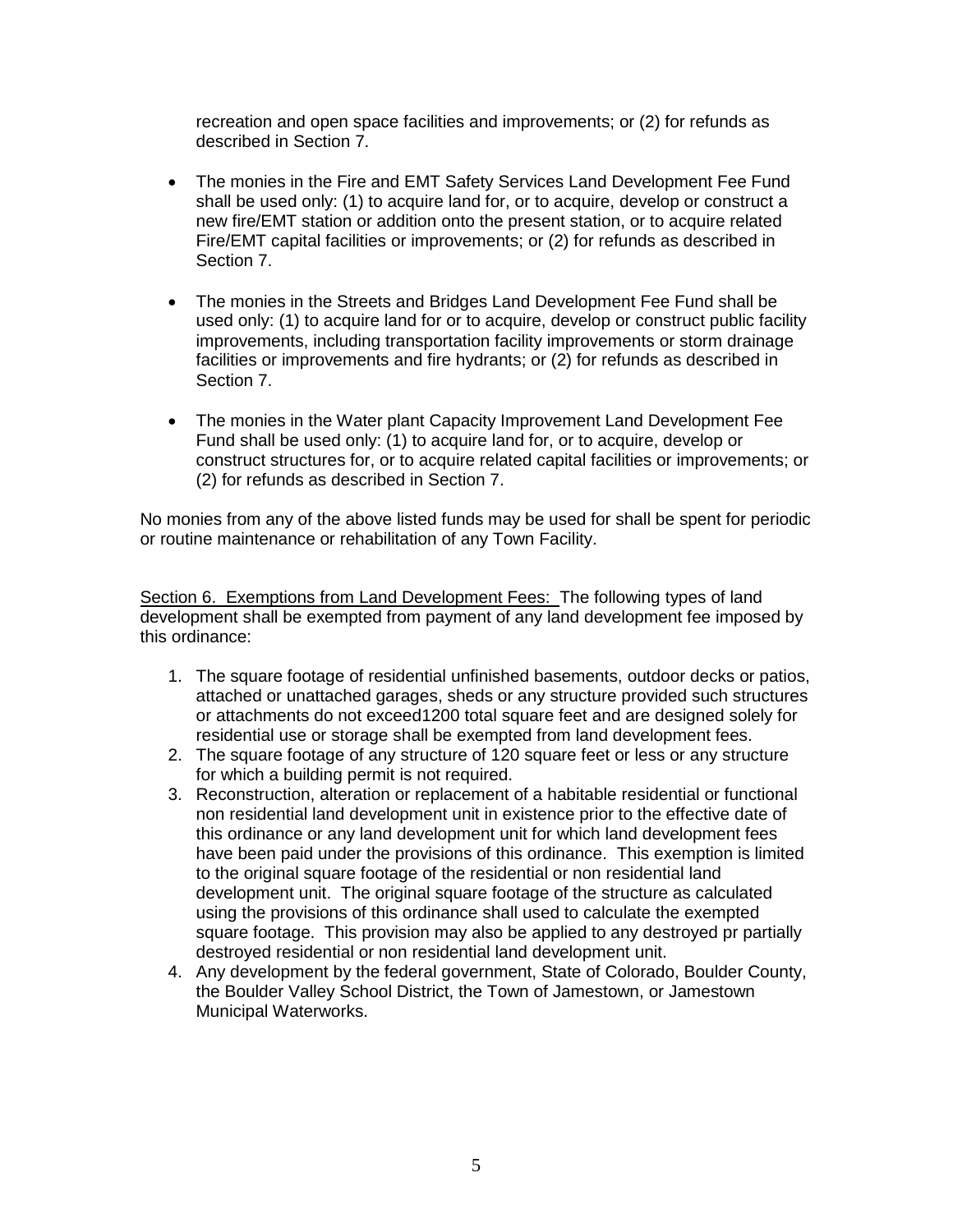recreation and open space facilities and improvements; or (2) for refunds as described in Section 7.

- The monies in the Fire and EMT Safety Services Land Development Fee Fund shall be used only: (1) to acquire land for, or to acquire, develop or construct a new fire/EMT station or addition onto the present station, or to acquire related Fire/EMT capital facilities or improvements; or (2) for refunds as described in Section 7.

- The monies in the Streets and Bridges Land Development Fee Fund shall be used only: (1) to acquire land for or to acquire, develop or construct public facility improvements, including transportation facility improvements or storm drainage facilities or improvements and fire hydrants; or (2) for refunds as described in Section 7.

- The monies in the Water plant Capacity Improvement Land Development Fee Fund shall be used only: (1) to acquire land for, or to acquire, develop or construct structures for, or to acquire related capital facilities or improvements; or (2) for refunds as described in Section 7.

No monies from any of the above listed funds may be used for shall be spent for periodic or routine maintenance or rehabilitation of any Town Facility.

Section 6. Exemptions from Land Development Fees: The following types of land development shall be exempted from payment of any land development fee imposed by this ordinance:

1. The square footage of residential unfinished basements, outdoor decks or patios, attached or unattached garages, sheds or any structure provided such structures or attachments do not exceed1200 total square feet and are designed solely for residential use or storage shall be exempted from land development fees.
2. The square footage of any structure of 120 square feet or less or any structure for which a building permit is not required.
3. Reconstruction, alteration or replacement of a habitable residential or functional non residential land development unit in existence prior to the effective date of this ordinance or any land development unit for which land development fees have been paid under the provisions of this ordinance. This exemption is limited to the original square footage of the residential or non residential land development unit. The original square footage of the structure as calculated using the provisions of this ordinance shall used to calculate the exempted square footage. This provision may also be applied to any destroyed pr partially destroyed residential or non residential land development unit.
4. Any development by the federal government, State of Colorado, Boulder County, the Boulder Valley School District, the Town of Jamestown, or Jamestown Municipal Waterworks.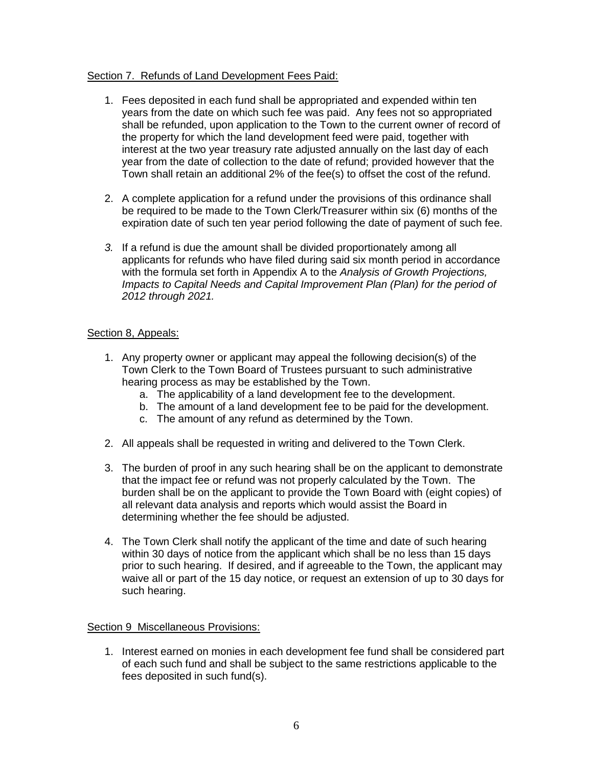Section 7.  Refunds of Land Development Fees Paid:

1. Fees deposited in each fund shall be appropriated and expended within ten years from the date on which such fee was paid.  Any fees not so appropriated shall be refunded, upon application to the Town to the current owner of record of the property for which the land development feed were paid, together with interest at the two year treasury rate adjusted annually on the last day of each year from the date of collection to the date of refund; provided however that the Town shall retain an additional 2% of the fee(s) to offset the cost of the refund.

2. A complete application for a refund under the provisions of this ordinance shall be required to be made to the Town Clerk/Treasurer within six (6) months of the expiration date of such ten year period following the date of payment of such fee.

3. If a refund is due the amount shall be divided proportionately among all applicants for refunds who have filed during said six month period in accordance with the formula set forth in Appendix A to the *Analysis of Growth Projections, Impacts to Capital Needs and Capital Improvement Plan (Plan) for the period of 2012 through 2021.*

Section 8, Appeals:

1. Any property owner or applicant may appeal the following decision(s) of the Town Clerk to the Town Board of Trustees pursuant to such administrative hearing process as may be established by the Town.
   a. The applicability of a land development fee to the development.
   b. The amount of a land development fee to be paid for the development.
   c. The amount of any refund as determined by the Town.

2. All appeals shall be requested in writing and delivered to the Town Clerk.

3. The burden of proof in any such hearing shall be on the applicant to demonstrate that the impact fee or refund was not properly calculated by the Town.  The burden shall be on the applicant to provide the Town Board with (eight copies) of all relevant data analysis and reports which would assist the Board in determining whether the fee should be adjusted.

4. The Town Clerk shall notify the applicant of the time and date of such hearing within 30 days of notice from the applicant which shall be no less than 15 days prior to such hearing.  If desired, and if agreeable to the Town, the applicant may waive all or part of the 15 day notice, or request an extension of up to 30 days for such hearing.

Section 9  Miscellaneous Provisions:

1. Interest earned on monies in each development fee fund shall be considered part of each such fund and shall be subject to the same restrictions applicable to the fees deposited in such fund(s).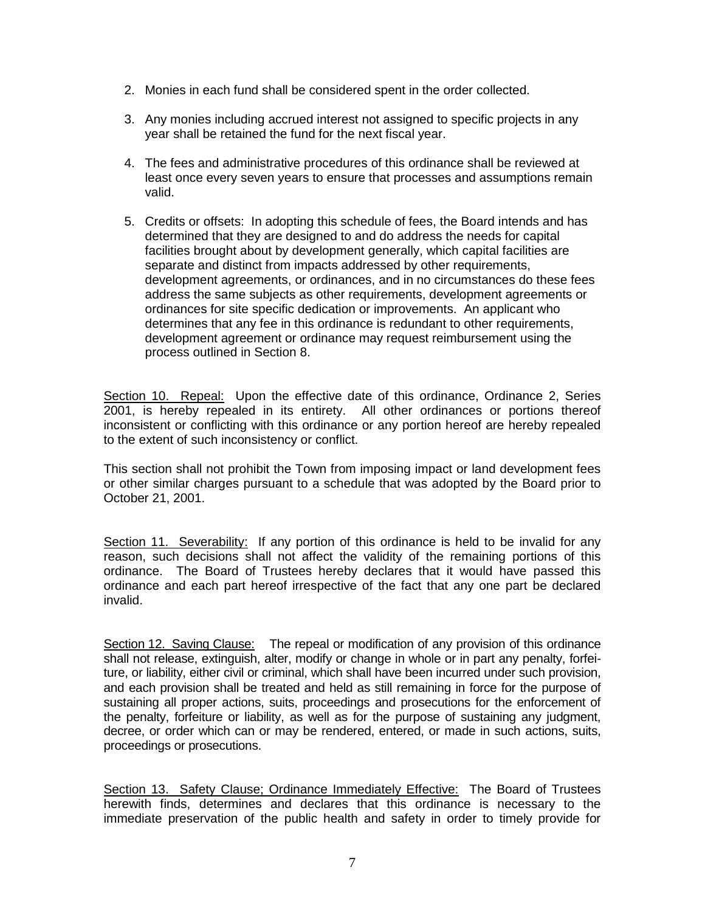2. Monies in each fund shall be considered spent in the order collected.

3. Any monies including accrued interest not assigned to specific projects in any year shall be retained the fund for the next fiscal year.

4. The fees and administrative procedures of this ordinance shall be reviewed at least once every seven years to ensure that processes and assumptions remain valid.

5. Credits or offsets: In adopting this schedule of fees, the Board intends and has determined that they are designed to and do address the needs for capital facilities brought about by development generally, which capital facilities are separate and distinct from impacts addressed by other requirements, development agreements, or ordinances, and in no circumstances do these fees address the same subjects as other requirements, development agreements or ordinances for site specific dedication or improvements. An applicant who determines that any fee in this ordinance is redundant to other requirements, development agreement or ordinance may request reimbursement using the process outlined in Section 8.

<u>Section 10. Repeal:</u> Upon the effective date of this ordinance, Ordinance 2, Series 2001, is hereby repealed in its entirety. All other ordinances or portions thereof inconsistent or conflicting with this ordinance or any portion hereof are hereby repealed to the extent of such inconsistency or conflict.

This section shall not prohibit the Town from imposing impact or land development fees or other similar charges pursuant to a schedule that was adopted by the Board prior to October 21, 2001.

<u>Section 11. Severability:</u> If any portion of this ordinance is held to be invalid for any reason, such decisions shall not affect the validity of the remaining portions of this ordinance. The Board of Trustees hereby declares that it would have passed this ordinance and each part hereof irrespective of the fact that any one part be declared invalid.

<u>Section 12. Saving Clause:</u> The repeal or modification of any provision of this ordinance shall not release, extinguish, alter, modify or change in whole or in part any penalty, forfeiture, or liability, either civil or criminal, which shall have been incurred under such provision, and each provision shall be treated and held as still remaining in force for the purpose of sustaining all proper actions, suits, proceedings and prosecutions for the enforcement of the penalty, forfeiture or liability, as well as for the purpose of sustaining any judgment, decree, or order which can or may be rendered, entered, or made in such actions, suits, proceedings or prosecutions.

<u>Section 13. Safety Clause; Ordinance Immediately Effective:</u> The Board of Trustees herewith finds, determines and declares that this ordinance is necessary to the immediate preservation of the public health and safety in order to timely provide for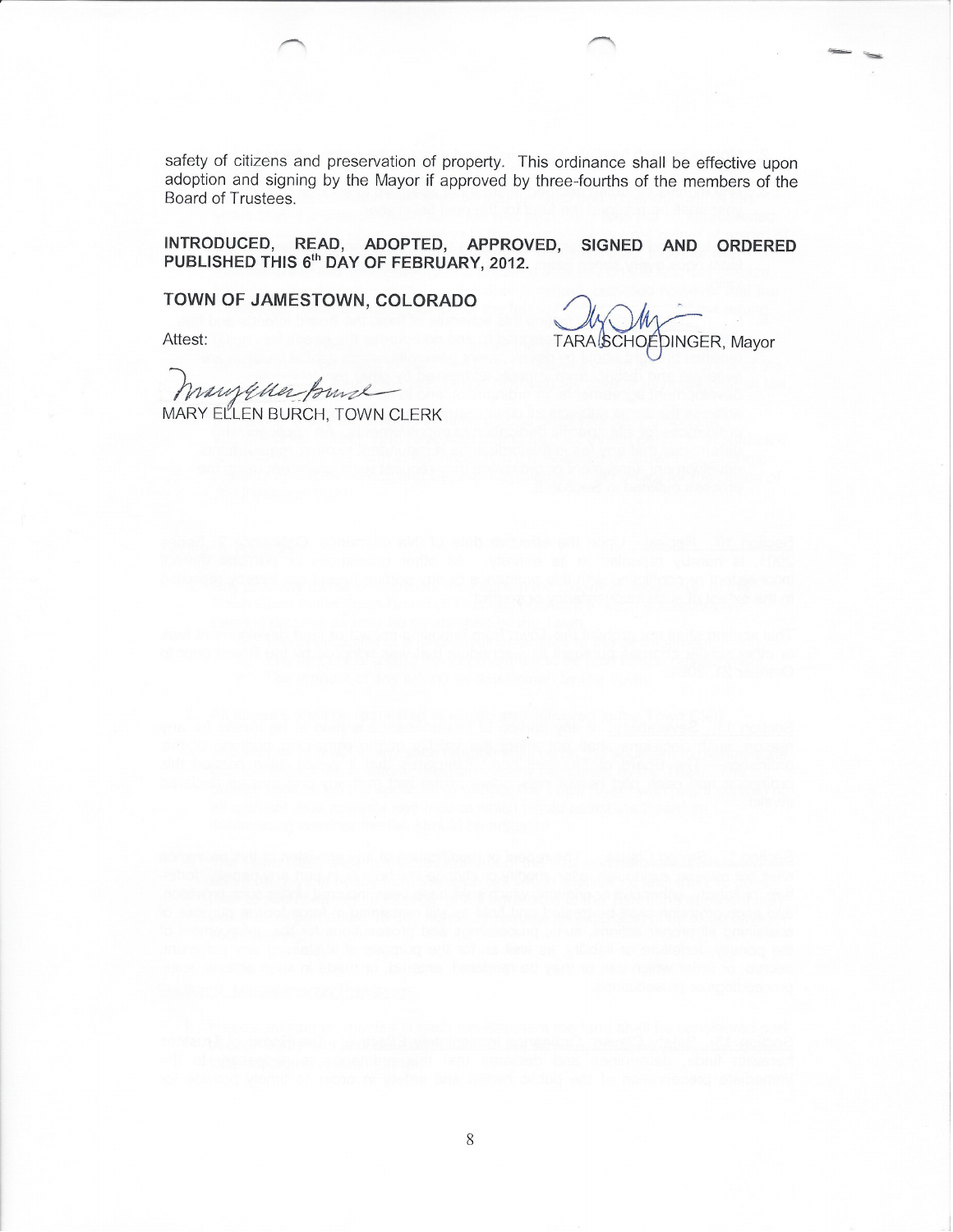safety of citizens and preservation of property. This ordinance shall be effective upon adoption and signing by the Mayor if approved by three-fourths of the members of the Board of Trustees.

**INTRODUCED, READ, ADOPTED, APPROVED, SIGNED AND ORDERED PUBLISHED THIS 6th DAY OF FEBRUARY, 2012.**

**TOWN OF JAMESTOWN, COLORADO**

TARA SCHOEDINGER, Mayor

Attest:

MARY ELLEN BURCH, TOWN CLERK